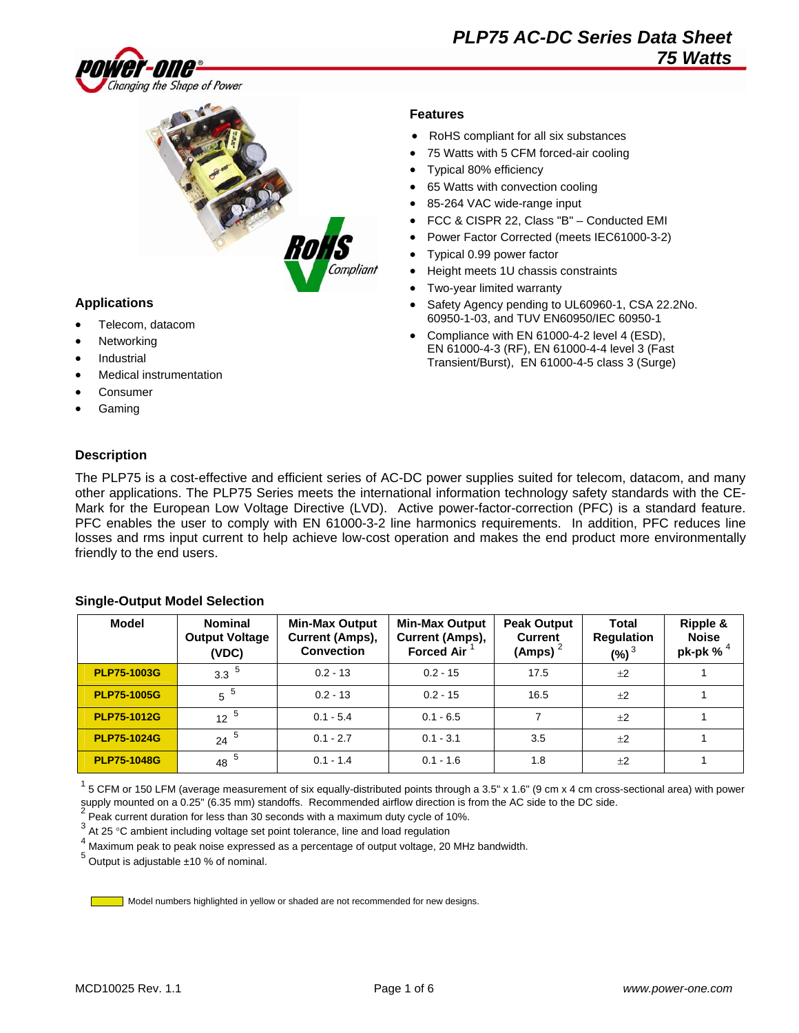# PLP75 AC-DC Series Data Sheet

## 75 Watts

### Features

- RoHS compliant for all six substances
- 75 Watts with 5 CFM forced-air cooling
- Typical 80% efficiency
- 65 Watts with convection cooling
- 85-264 VAC wide-range input
- FCC & CISPR 22, Class "B" – Conducted EMI
- Power Factor Corrected (meets IEC61000-3-2)
- Typical 0.99 power factor
- Height meets 1U chassis constraints
- Two-year limited warranty
- Safety Agency pending to UL60960-1, CSA 22.2No. 60950-1-03, and TUV EN60950/IEC 60950-1
- Compliance with EN 61000-4-2 level 4 (ESD), EN 61000-4-3 (RF), EN 61000-4-4 level 3 (Fast Transient/Burst), EN 61000-4-5 class 3 (Surge)

### Applications

- Telecom, datacom
- Networking
- Industrial
- Medical instrumentation
- Consumer
- Gaming

### Description

The PLP75 is a cost-effective and efficient series of AC-DC power supplies suited for telecom, datacom, and many other applications. The PLP75 Series meets the international information technology safety standards with the CE-Mark for the European Low Voltage Directive (LVD). Active power-factor-correction (PFC) is a standard feature. PFC enables the user to comply with EN 61000-3-2 line harmonics requirements. In addition, PFC reduces line losses and rms input current to help achieve low-cost operation and makes the end product more environmentally friendly to the end users.

### Single-Output Model Selection

| Model | Nominal Output Voltage (VDC) | Min-Max Output Current (Amps), Convection | Min-Max Output Current (Amps), Forced Air [1] | Peak Output Current (Amps) [2] | Total Regulation (%) [3] | Ripple & Noise pk-pk % [4] |
|---|---|---|---|---|---|---|
| **PLP75-1003G** | 3.3 [5] | 0.2 - 13 | 0.2 - 15 | 17.5 | ±2 | 1 |
| **PLP75-1005G** | 5 [5] | 0.2 - 13 | 0.2 - 15 | 16.5 | ±2 | 1 |
| **PLP75-1012G** | 12 [5] | 0.1 - 5.4 | 0.1 - 6.5 | 7 | ±2 | 1 |
| **PLP75-1024G** | 24 [5] | 0.1 - 2.7 | 0.1 - 3.1 | 3.5 | ±2 | 1 |
| **PLP75-1048G** | 48 [5] | 0.1 - 1.4 | 0.1 - 1.6 | 1.8 | ±2 | 1 |

[1] 5 CFM or 150 LFM (average measurement of six equally-distributed points through a 3.5" x 1.6" (9 cm x 4 cm cross-sectional area) with power supply mounted on a 0.25" (6.35 mm) standoffs. Recommended airflow direction is from the AC side to the DC side.
[2] Peak current duration for less than 30 seconds with a maximum duty cycle of 10%.
[3] At 25 °C ambient including voltage set point tolerance, line and load regulation
[4] Maximum peak to peak noise expressed as a percentage of output voltage, 20 MHz bandwidth.
[5] Output is adjustable ±10 % of nominal.

Model numbers highlighted in yellow or shaded are not recommended for new designs.

MCD10025 Rev. 1.1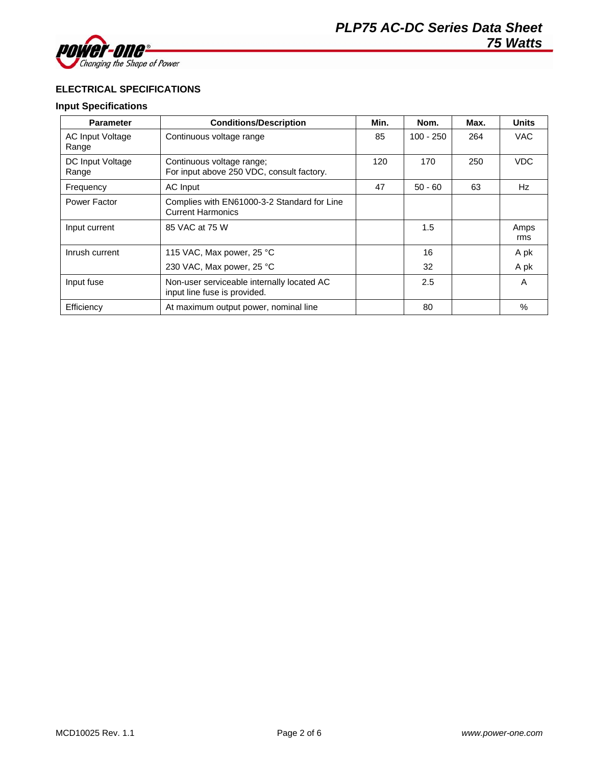## ELECTRICAL SPECIFICATIONS

### Input Specifications

| Parameter | Conditions/Description | Min. | Nom. | Max. | Units |
|---|---|---|---|---|---|
| AC Input Voltage Range | Continuous voltage range | 85 | 100 - 250 | 264 | VAC |
| DC Input Voltage Range | Continuous voltage range; For input above 250 VDC, consult factory. | 120 | 170 | 250 | VDC |
| Frequency | AC Input | 47 | 50 - 60 | 63 | Hz |
| Power Factor | Complies with EN61000-3-2 Standard for Line Current Harmonics | | | | |
| Input current | 85 VAC at 75 W | | 1.5 | | Amps rms |
| Inrush current | 115 VAC, Max power, 25 °C | | 16 | | A pk |
| | 230 VAC, Max power, 25 °C | | 32 | | A pk |
| Input fuse | Non-user serviceable internally located AC input line fuse is provided. | | 2.5 | | A |
| Efficiency | At maximum output power, nominal line | | 80 | | % |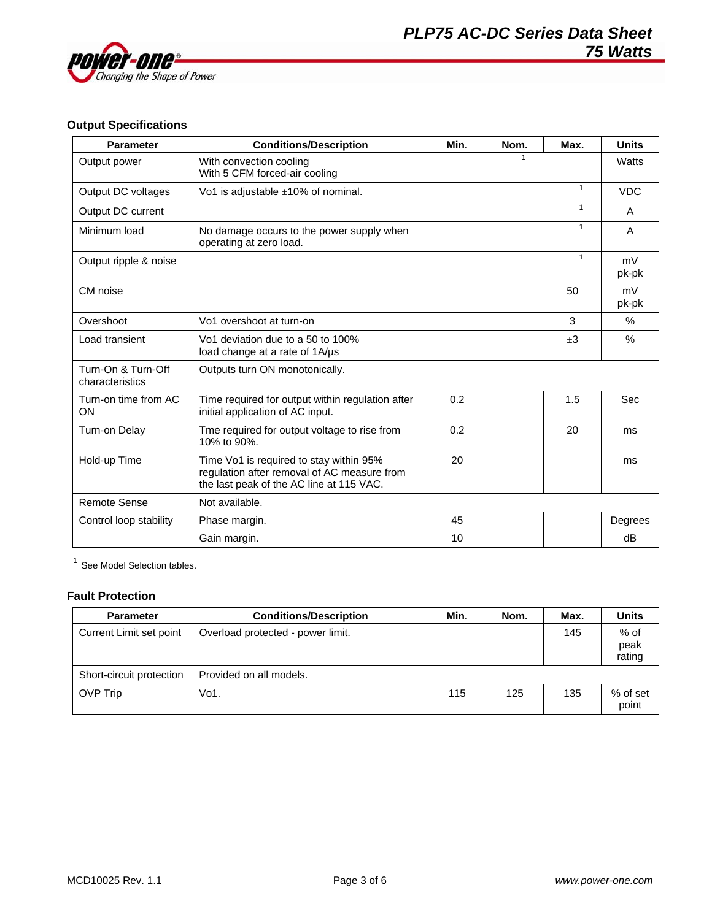## Output Specifications

| Parameter | Conditions/Description | Min. | Nom. | Max. | Units |
|---|---|---|---|---|---|
| Output power | With convection cooling<br>With 5 CFM forced-air cooling | | [1] | | Watts |
| Output DC voltages | Vo1 is adjustable ±10% of nominal. | | | [1] | VDC |
| Output DC current | | | | [1] | A |
| Minimum load | No damage occurs to the power supply when operating at zero load. | | | [1] | A |
| Output ripple & noise | | | | [1] | mV pk-pk |
| CM noise | | | | 50 | mV pk-pk |
| Overshoot | Vo1 overshoot at turn-on | | | 3 | % |
| Load transient | Vo1 deviation due to a 50 to 100% load change at a rate of 1A/µs | | | ±3 | % |
| Turn-On & Turn-Off characteristics | Outputs turn ON monotonically. | | | | |
| Turn-on time from AC ON | Time required for output within regulation after initial application of AC input. | 0.2 | | 1.5 | Sec |
| Turn-on Delay | Tme required for output voltage to rise from 10% to 90%. | 0.2 | | 20 | ms |
| Hold-up Time | Time Vo1 is required to stay within 95% regulation after removal of AC measure from the last peak of the AC line at 115 VAC. | 20 | | | ms |
| Remote Sense | Not available. | | | | |
| Control loop stability | Phase margin.<br>Gain margin. | 45<br>10 | | | Degrees<br>dB |

[1] See Model Selection tables.

## Fault Protection

| Parameter | Conditions/Description | Min. | Nom. | Max. | Units |
|---|---|---|---|---|---|
| Current Limit set point | Overload protected - power limit. | | | 145 | % of peak rating |
| Short-circuit protection | Provided on all models. | | | | |
| OVP Trip | Vo1. | 115 | 125 | 135 | % of set point |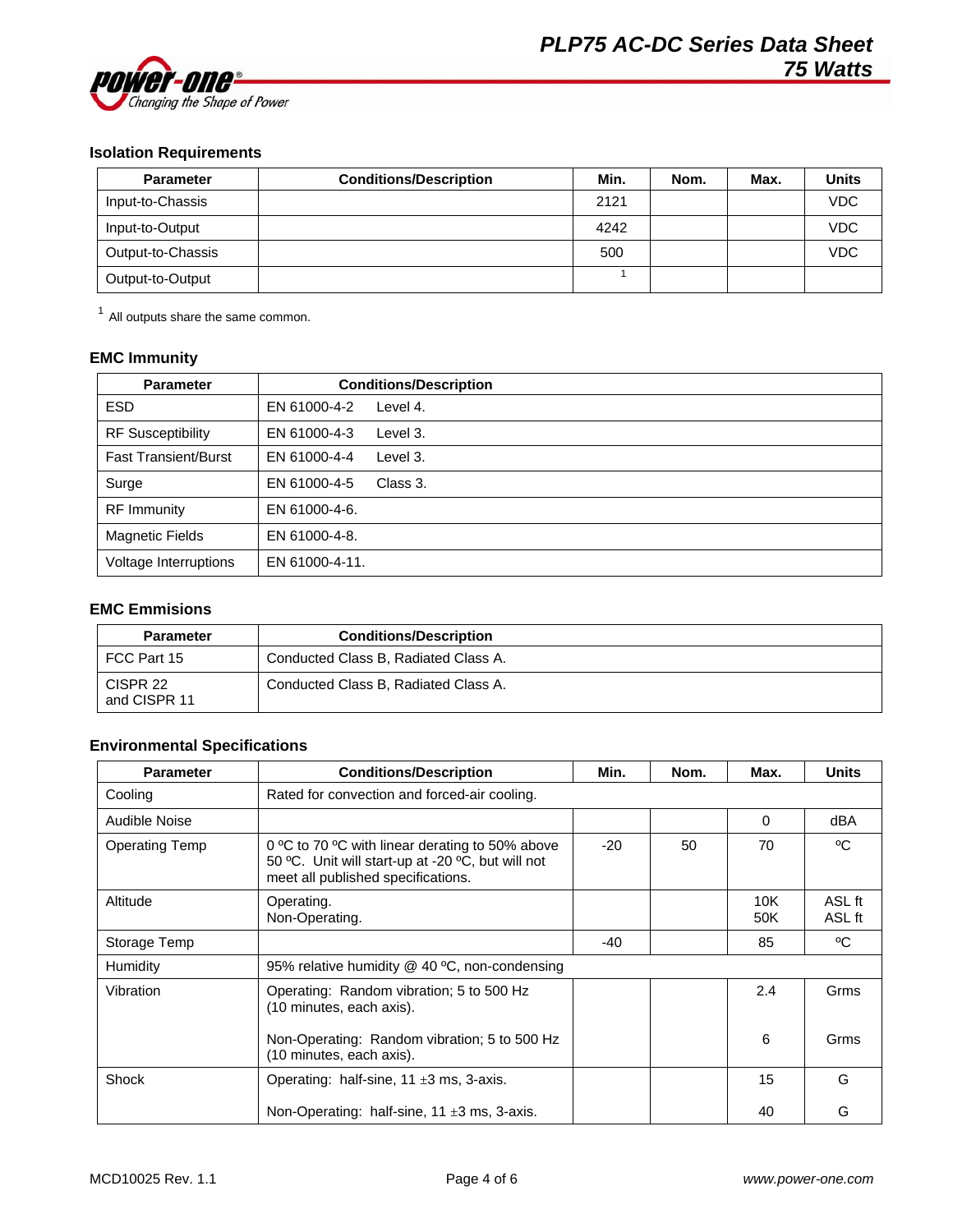### Isolation Requirements

| Parameter | Conditions/Description | Min. | Nom. | Max. | Units |
|---|---|---|---|---|---|
| Input-to-Chassis | | 2121 | | | VDC |
| Input-to-Output | | 4242 | | | VDC |
| Output-to-Chassis | | 500 | | | VDC |
| Output-to-Output | | [1] | | | |

[1] All outputs share the same common.

### EMC Immunity

| Parameter | Conditions/Description |
|---|---|
| ESD | EN 61000-4-2 Level 4. |
| RF Susceptibility | EN 61000-4-3 Level 3. |
| Fast Transient/Burst | EN 61000-4-4 Level 3. |
| Surge | EN 61000-4-5 Class 3. |
| RF Immunity | EN 61000-4-6. |
| Magnetic Fields | EN 61000-4-8. |
| Voltage Interruptions | EN 61000-4-11. |

### EMC Emmisions

| Parameter | Conditions/Description |
|---|---|
| FCC Part 15 | Conducted Class B, Radiated Class A. |
| CISPR 22 and CISPR 11 | Conducted Class B, Radiated Class A. |

### Environmental Specifications

| Parameter | Conditions/Description | Min. | Nom. | Max. | Units |
|---|---|---|---|---|---|
| Cooling | Rated for convection and forced-air cooling. | | | | |
| Audible Noise | | | | 0 | dBA |
| Operating Temp | 0 ºC to 70 ºC with linear derating to 50% above 50 ºC. Unit will start-up at -20 ºC, but will not meet all published specifications. | -20 | 50 | 70 | ºC |
| Altitude | Operating.<br>Non-Operating. | | | 10K<br>50K | ASL ft<br>ASL ft |
| Storage Temp | | -40 | | 85 | ºC |
| Humidity | 95% relative humidity @ 40 ºC, non-condensing | | | | |
| Vibration | Operating: Random vibration; 5 to 500 Hz (10 minutes, each axis).<br><br>Non-Operating: Random vibration; 5 to 500 Hz (10 minutes, each axis). | | | 2.4<br><br>6 | Grms<br><br>Grms |
| Shock | Operating: half-sine, 11 ±3 ms, 3-axis.<br><br>Non-Operating: half-sine, 11 ±3 ms, 3-axis. | | | 15<br><br>40 | G<br><br>G |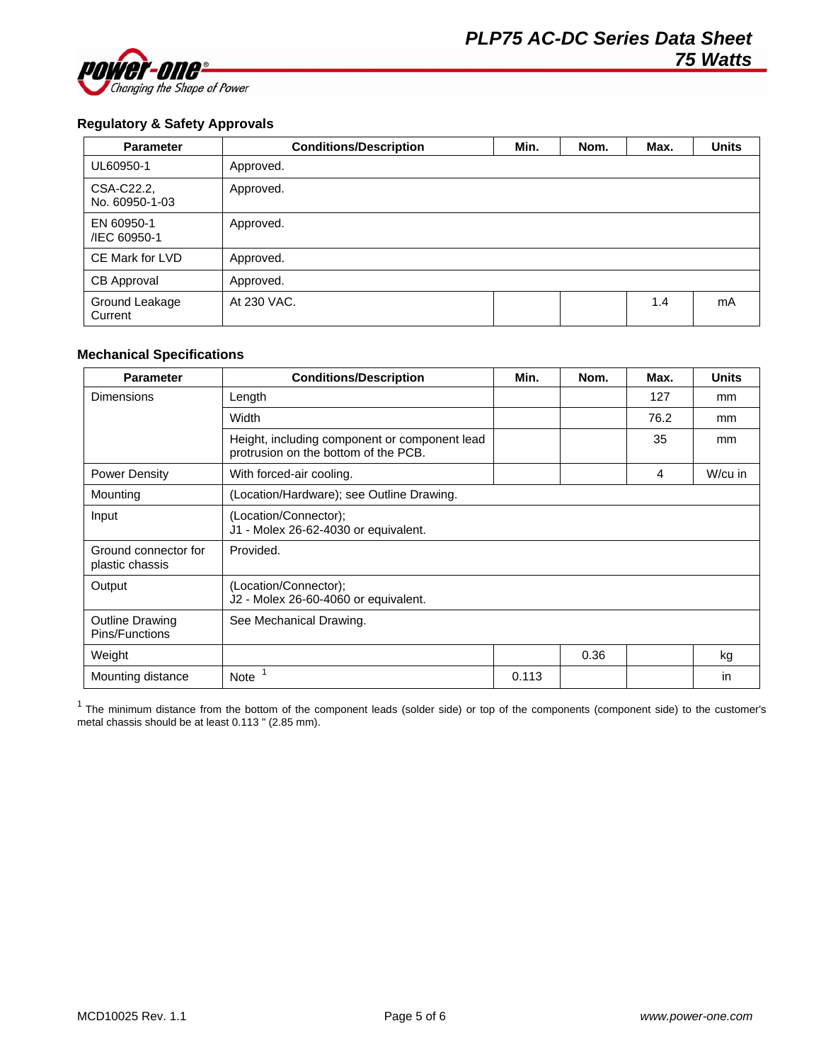## Regulatory & Safety Approvals

| Parameter | Conditions/Description | Min. | Nom. | Max. | Units |
|---|---|---|---|---|---|
| UL60950-1 | Approved. | | | | |
| CSA-C22.2, No. 60950-1-03 | Approved. | | | | |
| EN 60950-1 /IEC 60950-1 | Approved. | | | | |
| CE Mark for LVD | Approved. | | | | |
| CB Approval | Approved. | | | | |
| Ground Leakage Current | At 230 VAC. | | | 1.4 | mA |

## Mechanical Specifications

| Parameter | Conditions/Description | Min. | Nom. | Max. | Units |
|---|---|---|---|---|---|
| Dimensions | Length | | | 127 | mm |
| | Width | | | 76.2 | mm |
| | Height, including component or component lead protrusion on the bottom of the PCB. | | | 35 | mm |
| Power Density | With forced-air cooling. | | | 4 | W/cu in |
| Mounting | (Location/Hardware); see Outline Drawing. | | | | |
| Input | (Location/Connector); J1 - Molex 26-62-4030 or equivalent. | | | | |
| Ground connector for plastic chassis | Provided. | | | | |
| Output | (Location/Connector); J2 - Molex 26-60-4060 or equivalent. | | | | |
| Outline Drawing Pins/Functions | See Mechanical Drawing. | | | | |
| Weight | | | 0.36 | | kg |
| Mounting distance | Note [1] | 0.113 | | | in |

[1] The minimum distance from the bottom of the component leads (solder side) or top of the components (component side) to the customer's metal chassis should be at least 0.113 " (2.85 mm).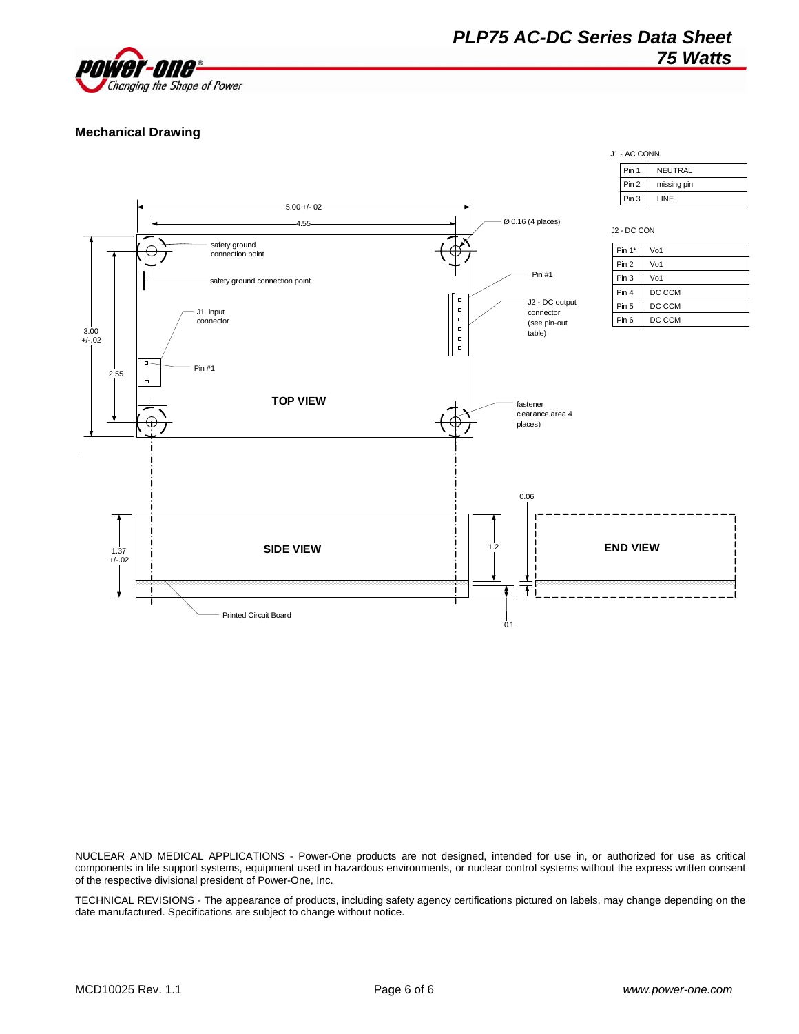## Mechanical Drawing

J1 - AC CONN.

| | |
|---|---|
| Pin 1 | NEUTRAL |
| Pin 2 | missing pin |
| Pin 3 | LINE |

J2 - DC CON

| | |
|---|---|
| Pin 1* | Vo1 |
| Pin 2 | Vo1 |
| Pin 3 | Vo1 |
| Pin 4 | DC COM |
| Pin 5 | DC COM |
| Pin 6 | DC COM |

5.00 +/- 02
4.55
Ø 0.16 (4 places)
safety ground connection point
safety ground connection point
Pin #1
J2 - DC output connector (see pin-out table)
J1 input connector
3.00 +/-.02
2.55
Pin #1
TOP VIEW
fastener clearance area 4 places)
0.06
1.37 +/-.02
SIDE VIEW
1.2
END VIEW
Printed Circuit Board
0.1

NUCLEAR AND MEDICAL APPLICATIONS - Power-One products are not designed, intended for use in, or authorized for use as critical components in life support systems, equipment used in hazardous environments, or nuclear control systems without the express written consent of the respective divisional president of Power-One, Inc.

TECHNICAL REVISIONS - The appearance of products, including safety agency certifications pictured on labels, may change depending on the date manufactured. Specifications are subject to change without notice.